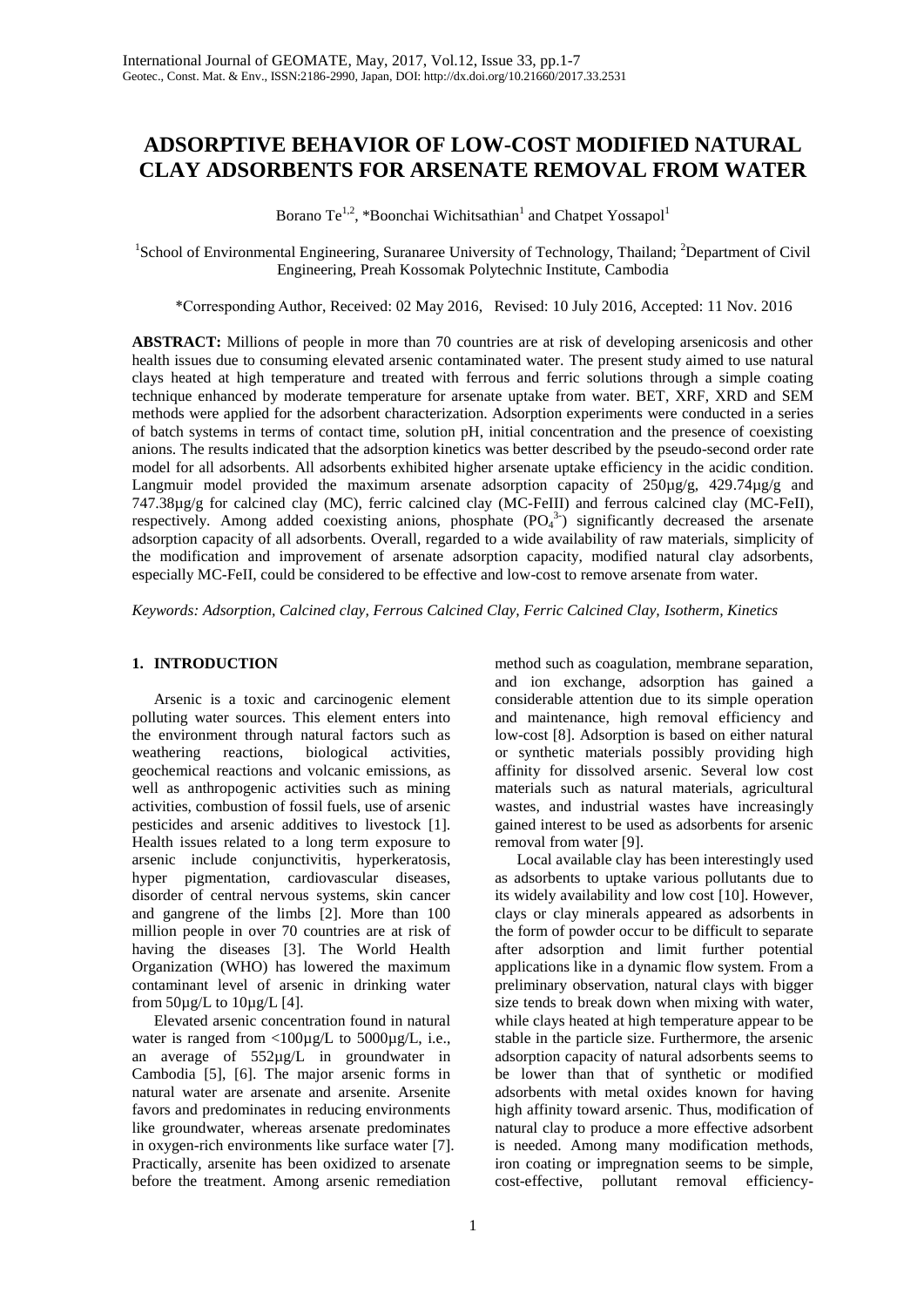# ADSORPTIVE BEHAVIOR OF LOW-COST MODIFIED NATURAL CLAY ADSORBENTS FOR ARSENATE REMOVAL FROM WATER

Borano Te[1,2], *Boonchai Wichitsathian[1] and Chatpet Yossapol[1]

[1]School of Environmental Engineering, Suranaree University of Technology, Thailand; [2]Department of Civil Engineering, Preah Kossomak Polytechnic Institute, Cambodia

*Corresponding Author, Received: 02 May 2016, Revised: 10 July 2016, Accepted: 11 Nov. 2016

**ABSTRACT:** Millions of people in more than 70 countries are at risk of developing arsenicosis and other health issues due to consuming elevated arsenic contaminated water. The present study aimed to use natural clays heated at high temperature and treated with ferrous and ferric solutions through a simple coating technique enhanced by moderate temperature for arsenate uptake from water. BET, XRF, XRD and SEM methods were applied for the adsorbent characterization. Adsorption experiments were conducted in a series of batch systems in terms of contact time, solution pH, initial concentration and the presence of coexisting anions. The results indicated that the adsorption kinetics was better described by the pseudo-second order rate model for all adsorbents. All adsorbents exhibited higher arsenate uptake efficiency in the acidic condition. Langmuir model provided the maximum arsenate adsorption capacity of 250µg/g, 429.74µg/g and 747.38µg/g for calcined clay (MC), ferric calcined clay (MC-FeIII) and ferrous calcined clay (MC-FeII), respectively. Among added coexisting anions, phosphate ($PO_4^{3-}$) significantly decreased the arsenate adsorption capacity of all adsorbents. Overall, regarded to a wide availability of raw materials, simplicity of the modification and improvement of arsenate adsorption capacity, modified natural clay adsorbents, especially MC-FeII, could be considered to be effective and low-cost to remove arsenate from water.

*Keywords: Adsorption, Calcined clay, Ferrous Calcined Clay, Ferric Calcined Clay, Isotherm, Kinetics*

## 1. INTRODUCTION

Arsenic is a toxic and carcinogenic element polluting water sources. This element enters into the environment through natural factors such as weathering reactions, biological activities, geochemical reactions and volcanic emissions, as well as anthropogenic activities such as mining activities, combustion of fossil fuels, use of arsenic pesticides and arsenic additives to livestock [1]. Health issues related to a long term exposure to arsenic include conjunctivitis, hyperkeratosis, hyper pigmentation, cardiovascular diseases, disorder of central nervous systems, skin cancer and gangrene of the limbs [2]. More than 100 million people in over 70 countries are at risk of having the diseases [3]. The World Health Organization (WHO) has lowered the maximum contaminant level of arsenic in drinking water from 50µg/L to 10µg/L [4].

Elevated arsenic concentration found in natural water is ranged from <100µg/L to 5000µg/L, i.e., an average of 552µg/L in groundwater in Cambodia [5], [6]. The major arsenic forms in natural water are arsenate and arsenite. Arsenite favors and predominates in reducing environments like groundwater, whereas arsenate predominates in oxygen-rich environments like surface water [7]. Practically, arsenite has been oxidized to arsenate before the treatment. Among arsenic remediation method such as coagulation, membrane separation, and ion exchange, adsorption has gained a considerable attention due to its simple operation and maintenance, high removal efficiency and low-cost [8]. Adsorption is based on either natural or synthetic materials possibly providing high affinity for dissolved arsenic. Several low cost materials such as natural materials, agricultural wastes, and industrial wastes have increasingly gained interest to be used as adsorbents for arsenic removal from water [9].

Local available clay has been interestingly used as adsorbents to uptake various pollutants due to its widely availability and low cost [10]. However, clays or clay minerals appeared as adsorbents in the form of powder occur to be difficult to separate after adsorption and limit further potential applications like in a dynamic flow system. From a preliminary observation, natural clays with bigger size tends to break down when mixing with water, while clays heated at high temperature appear to be stable in the particle size. Furthermore, the arsenic adsorption capacity of natural adsorbents seems to be lower than that of synthetic or modified adsorbents with metal oxides known for having high affinity toward arsenic. Thus, modification of natural clay to produce a more effective adsorbent is needed. Among many modification methods, iron coating or impregnation seems to be simple, cost-effective, pollutant removal efficiency-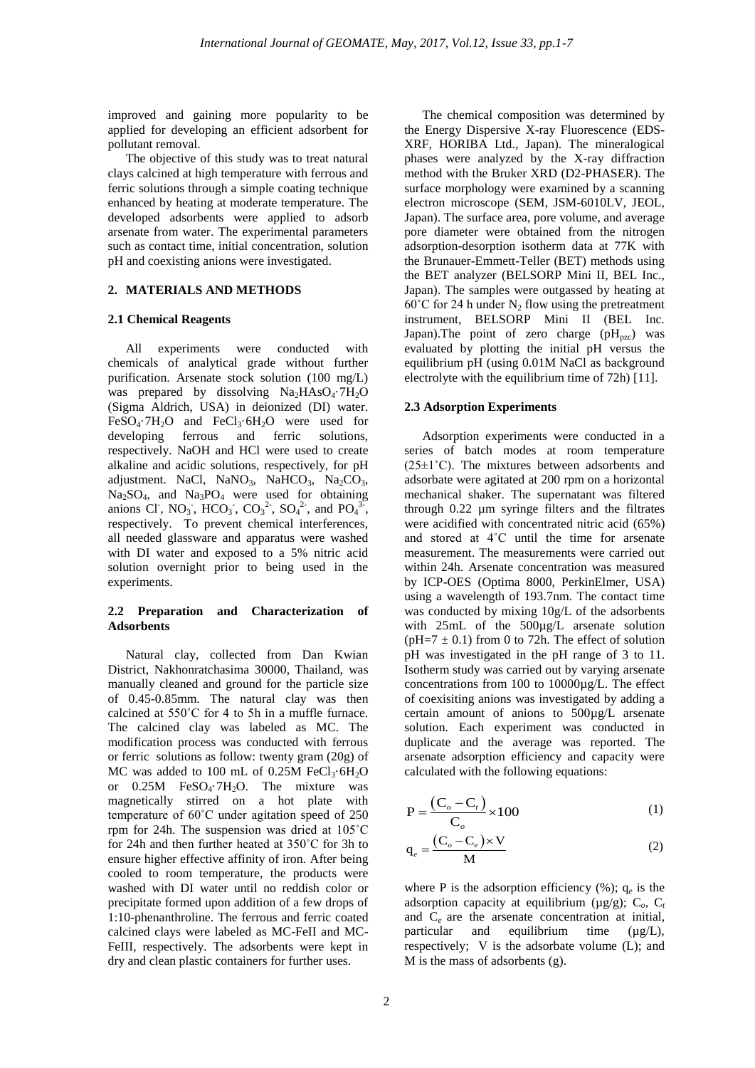improved and gaining more popularity to be applied for developing an efficient adsorbent for pollutant removal.

The objective of this study was to treat natural clays calcined at high temperature with ferrous and ferric solutions through a simple coating technique enhanced by heating at moderate temperature. The developed adsorbents were applied to adsorb arsenate from water. The experimental parameters such as contact time, initial concentration, solution pH and coexisting anions were investigated.

## 2. MATERIALS AND METHODS

### 2.1 Chemical Reagents

All experiments were conducted with chemicals of analytical grade without further purification. Arsenate stock solution (100 mg/L) was prepared by dissolving $Na_2HAsO_4 \cdot 7H_2O$ (Sigma Aldrich, USA) in deionized (DI) water. $FeSO_4 \cdot 7H_2O$ and $FeCl_3 \cdot 6H_2O$ were used for developing ferrous and ferric solutions, respectively. NaOH and HCl were used to create alkaline and acidic solutions, respectively, for pH adjustment. NaCl, $NaNO_3$, $NaHCO_3$, $Na_2CO_3$, $Na_2SO_4$, and $Na_3PO_4$ were used for obtaining anions $Cl^-$, $NO_3^-$, $HCO_3^-$, $CO_3^{2-}$, $SO_4^{2-}$, and $PO_4^{3-}$, respectively. To prevent chemical interferences, all needed glassware and apparatus were washed with DI water and exposed to a 5% nitric acid solution overnight prior to being used in the experiments.

### 2.2 Preparation and Characterization of Adsorbents

Natural clay, collected from Dan Kwian District, Nakhonratchasima 30000, Thailand, was manually cleaned and ground for the particle size of 0.45-0.85mm. The natural clay was then calcined at 550˚C for 4 to 5h in a muffle furnace. The calcined clay was labeled as MC. The modification process was conducted with ferrous or ferric solutions as follow: twenty gram (20g) of MC was added to 100 mL of 0.25M $FeCl_3 \cdot 6H_2O$ or 0.25M $FeSO_4 \cdot 7H_2O$. The mixture was magnetically stirred on a hot plate with temperature of 60˚C under agitation speed of 250 rpm for 24h. The suspension was dried at 105˚C for 24h and then further heated at 350˚C for 3h to ensure higher effective affinity of iron. After being cooled to room temperature, the products were washed with DI water until no reddish color or precipitate formed upon addition of a few drops of 1:10-phenanthroline. The ferrous and ferric coated calcined clays were labeled as MC-FeII and MC-FeIII, respectively. The adsorbents were kept in dry and clean plastic containers for further uses.

The chemical composition was determined by the Energy Dispersive X-ray Fluorescence (EDS-XRF, HORIBA Ltd., Japan). The mineralogical phases were analyzed by the X-ray diffraction method with the Bruker XRD (D2-PHASER). The surface morphology were examined by a scanning electron microscope (SEM, JSM-6010LV, JEOL, Japan). The surface area, pore volume, and average pore diameter were obtained from the nitrogen adsorption-desorption isotherm data at 77K with the Brunauer-Emmett-Teller (BET) methods using the BET analyzer (BELSORP Mini II, BEL Inc., Japan). The samples were outgassed by heating at 60˚C for 24 h under $N_2$ flow using the pretreatment instrument, BELSORP Mini II (BEL Inc. Japan).The point of zero charge ($pH_{pzc}$) was evaluated by plotting the initial pH versus the equilibrium pH (using 0.01M NaCl as background electrolyte with the equilibrium time of 72h) [11].

### 2.3 Adsorption Experiments

Adsorption experiments were conducted in a series of batch modes at room temperature (25±1˚C). The mixtures between adsorbents and adsorbate were agitated at 200 rpm on a horizontal mechanical shaker. The supernatant was filtered through 0.22 µm syringe filters and the filtrates were acidified with concentrated nitric acid (65%) and stored at 4˚C until the time for arsenate measurement. The measurements were carried out within 24h. Arsenate concentration was measured by ICP-OES (Optima 8000, PerkinElmer, USA) using a wavelength of 193.7nm. The contact time was conducted by mixing 10g/L of the adsorbents with 25mL of the 500µg/L arsenate solution (pH=7 ± 0.1) from 0 to 72h. The effect of solution pH was investigated in the pH range of 3 to 11. Isotherm study was carried out by varying arsenate concentrations from 100 to 10000µg/L. The effect of coexisiting anions was investigated by adding a certain amount of anions to 500µg/L arsenate solution. Each experiment was conducted in duplicate and the average was reported. The arsenate adsorption efficiency and capacity were calculated with the following equations:

$$P = \frac{(C_o - C_t)}{C_o} \times 100 \tag{1}$$

$$q_e = \frac{(C_o - C_e) \times V}{M} \tag{2}$$

where P is the adsorption efficiency (%); $q_e$ is the adsorption capacity at equilibrium (µg/g); $C_o$, $C_t$ and $C_e$ are the arsenate concentration at initial, particular and equilibrium time (µg/L), respectively; V is the adsorbate volume (L); and M is the mass of adsorbents (g).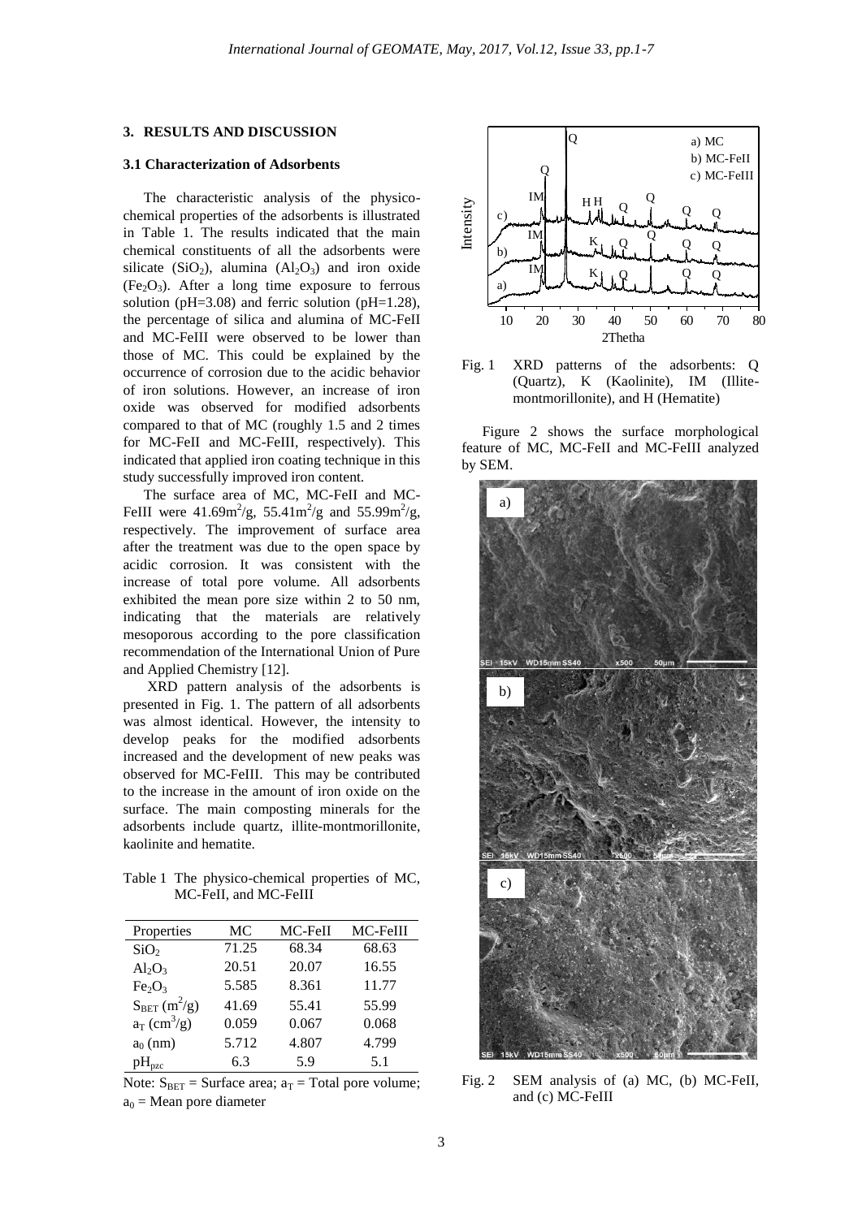## 3. RESULTS AND DISCUSSION

### 3.1 Characterization of Adsorbents

The characteristic analysis of the physico-chemical properties of the adsorbents is illustrated in Table 1. The results indicated that the main chemical constituents of all the adsorbents were silicate ($SiO_2$), alumina ($Al_2O_3$) and iron oxide ($Fe_2O_3$). After a long time exposure to ferrous solution (pH=3.08) and ferric solution (pH=1.28), the percentage of silica and alumina of MC-FeII and MC-FeIII were observed to be lower than those of MC. This could be explained by the occurrence of corrosion due to the acidic behavior of iron solutions. However, an increase of iron oxide was observed for modified adsorbents compared to that of MC (roughly 1.5 and 2 times for MC-FeII and MC-FeIII, respectively). This indicated that applied iron coating technique in this study successfully improved iron content.

The surface area of MC, MC-FeII and MC-FeIII were 41.69$m^2$/g, 55.41$m^2$/g and 55.99$m^2$/g, respectively. The improvement of surface area after the treatment was due to the open space by acidic corrosion. It was consistent with the increase of total pore volume. All adsorbents exhibited the mean pore size within 2 to 50 nm, indicating that the materials are relatively mesoporous according to the pore classification recommendation of the International Union of Pure and Applied Chemistry [12].

XRD pattern analysis of the adsorbents is presented in Fig. 1. The pattern of all adsorbents was almost identical. However, the intensity to develop peaks for the modified adsorbents increased and the development of new peaks was observed for MC-FeIII. This may be contributed to the increase in the amount of iron oxide on the surface. The main composting minerals for the adsorbents include quartz, illite-montmorillonite, kaolinite and hematite.

Table 1 The physico-chemical properties of MC, MC-FeII, and MC-FeIII

| Properties | MC | MC-FeII | MC-FeIII |
|---|---|---|---|
| $SiO_2$ | 71.25 | 68.34 | 68.63 |
| $Al_2O_3$ | 20.51 | 20.07 | 16.55 |
| $Fe_2O_3$ | 5.585 | 8.361 | 11.77 |
| $S_{BET}$ ($m^2$/g) | 41.69 | 55.41 | 55.99 |
| $a_T$ ($cm^3$/g) | 0.059 | 0.067 | 0.068 |
| $a_0$ (nm) | 5.712 | 4.807 | 4.799 |
| $pH_{pzc}$ | 6.3 | 5.9 | 5.1 |

Note: $S_{BET}$ = Surface area; $a_T$ = Total pore volume; $a_0$ = Mean pore diameter

Fig. 1 XRD patterns of the adsorbents: Q (Quartz), K (Kaolinite), IM (Illite-montmorillonite), and H (Hematite)

Figure 2 shows the surface morphological feature of MC, MC-FeII and MC-FeIII analyzed by SEM.

Fig. 2 SEM analysis of (a) MC, (b) MC-FeII, and (c) MC-FeIII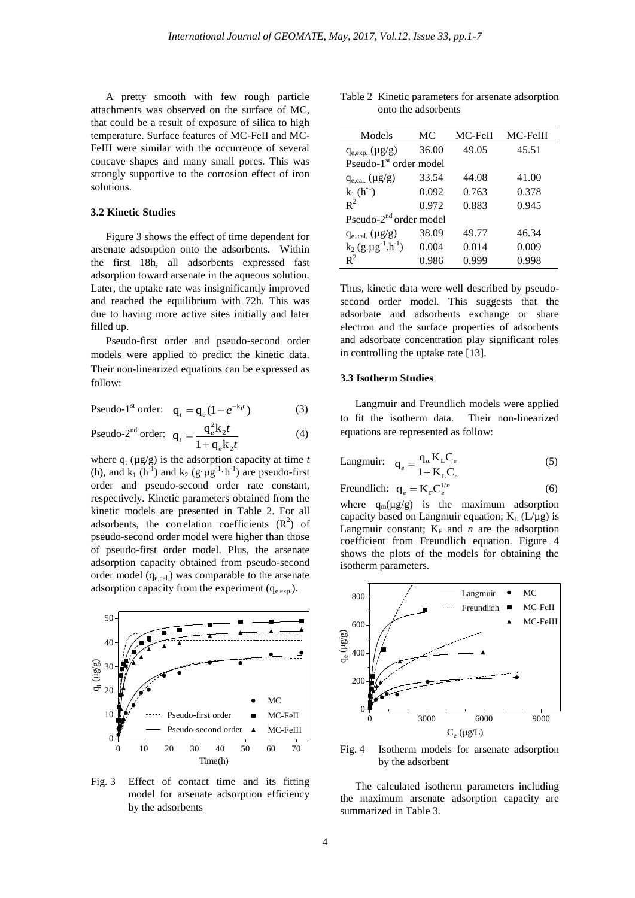A pretty smooth with few rough particle attachments was observed on the surface of MC, that could be a result of exposure of silica to high temperature. Surface features of MC-FeII and MC-FeIII were similar with the occurrence of several concave shapes and many small pores. This was strongly supportive to the corrosion effect of iron solutions.

### 3.2 Kinetic Studies

Figure 3 shows the effect of time dependent for arsenate adsorption onto the adsorbents. Within the first 18h, all adsorbents expressed fast adsorption toward arsenate in the aqueous solution. Later, the uptake rate was insignificantly improved and reached the equilibrium with 72h. This was due to having more active sites initially and later filled up.

Pseudo-first order and pseudo-second order models were applied to predict the kinetic data. Their non-linearized equations can be expressed as follow:

Pseudo-1st order: $$q_t = q_e(1 - e^{-k_1 t}) \quad (3)$$

Pseudo-2nd order: $$q_t = \frac{q_e^2 k_2 t}{1 + q_e k_2 t} \quad (4)$$

where $q_t$ (µg/g) is the adsorption capacity at time *t* (h), and $k_1$ ($h^{-1}$) and $k_2$ ($g \cdot \mu g^{-1} \cdot h^{-1}$) are pseudo-first order and pseudo-second order rate constant, respectively. Kinetic parameters obtained from the kinetic models are presented in Table 2. For all adsorbents, the correlation coefficients ($R^2$) of pseudo-second order model were higher than those of pseudo-first order model. Plus, the arsenate adsorption capacity obtained from pseudo-second order model ($q_{e,cal.}$) was comparable to the arsenate adsorption capacity from the experiment ($q_{e,exp.}$).

Fig. 3 Effect of contact time and its fitting model for arsenate adsorption efficiency by the adsorbents

Table 2 Kinetic parameters for arsenate adsorption onto the adsorbents

| Models | MC | MC-FeII | MC-FeIII |
|---|---|---|---|
| $q_{e,exp.}$ (µg/g) | 36.00 | 49.05 | 45.51 |
| Pseudo-1st order model | | | |
| $q_{e,cal.}$ (µg/g) | 33.54 | 44.08 | 41.00 |
| $k_1$ ($h^{-1}$) | 0.092 | 0.763 | 0.378 |
| $R^2$ | 0.972 | 0.883 | 0.945 |
| Pseudo-2nd order model | | | |
| $q_{e,cal.}$ (µg/g) | 38.09 | 49.77 | 46.34 |
| $k_2$ ($g.\mu g^{-1}.h^{-1}$) | 0.004 | 0.014 | 0.009 |
| $R^2$ | 0.986 | 0.999 | 0.998 |

Thus, kinetic data were well described by pseudo-second order model. This suggests that the adsorbate and adsorbents exchange or share electron and the surface properties of adsorbents and adsorbate concentration play significant roles in controlling the uptake rate [13].

### 3.3 Isotherm Studies

Langmuir and Freundlich models were applied to fit the isotherm data. Their non-linearized equations are represented as follow:

Langmuir: $$q_e = \frac{q_m K_L C_e}{1 + K_L C_e} \quad (5)$$

Freundlich: $$q_e = K_F C_e^{1/n} \quad (6)$$

where $q_m$(µg/g) is the maximum adsorption capacity based on Langmuir equation; $K_L$ (L/µg) is Langmuir constant; $K_F$ and *n* are the adsorption coefficient from Freundlich equation. Figure 4 shows the plots of the models for obtaining the isotherm parameters.

Fig. 4 Isotherm models for arsenate adsorption by the adsorbent

The calculated isotherm parameters including the maximum arsenate adsorption capacity are summarized in Table 3.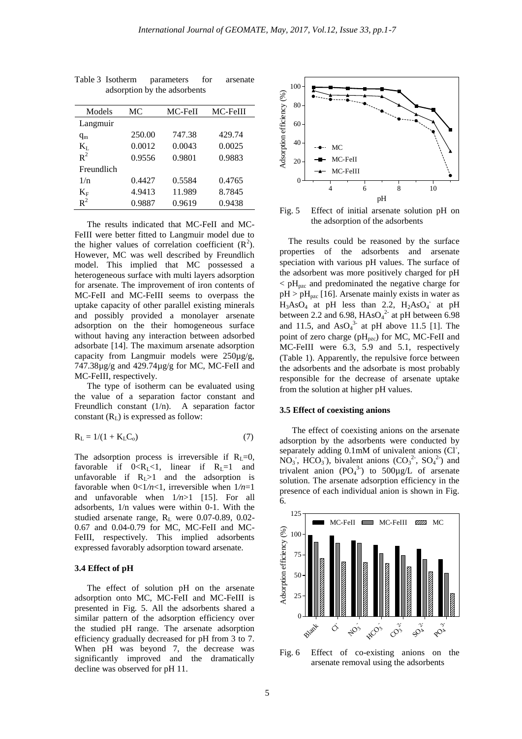Table 3 Isotherm parameters for arsenate adsorption by the adsorbents

| Models | MC | MC-FeII | MC-FeIII |
|---|---|---|---|
| Langmuir | | | |
| $q_m$ | 250.00 | 747.38 | 429.74 |
| $K_L$ | 0.0012 | 0.0043 | 0.0025 |
| $R^2$ | 0.9556 | 0.9801 | 0.9883 |
| Freundlich | | | |
| 1/n | 0.4427 | 0.5584 | 0.4765 |
| $K_F$ | 4.9413 | 11.989 | 8.7845 |
| $R^2$ | 0.9887 | 0.9619 | 0.9438 |

The results indicated that MC-FeII and MC-FeIII were better fitted to Langmuir model due to the higher values of correlation coefficient ($R^2$). However, MC was well described by Freundlich model. This implied that MC possessed a heterogeneous surface with multi layers adsorption for arsenate. The improvement of iron contents of MC-FeII and MC-FeIII seems to overpass the uptake capacity of other parallel existing minerals and possibly provided a monolayer arsenate adsorption on the their homogeneous surface without having any interaction between adsorbed adsorbate [14]. The maximum arsenate adsorption capacity from Langmuir models were 250µg/g, 747.38µg/g and 429.74µg/g for MC, MC-FeII and MC-FeIII, respectively.

The type of isotherm can be evaluated using the value of a separation factor constant and Freundlich constant (1/n). A separation factor constant ($R_L$) is expressed as follow:

$$R_L = 1/(1 + K_L C_o) \quad (7)$$

The adsorption process is irreversible if $R_L$=0, favorable if $0<R_L<1$, linear if $R_L$=1 and unfavorable if $R_L>1$ and the adsorption is favorable when $0<1/n<1$, irreversible when $1/n=1$ and unfavorable when $1/n>1$ [15]. For all adsorbents, 1/n values were within 0-1. With the studied arsenate range, $R_L$ were 0.07-0.89, 0.02-0.67 and 0.04-0.79 for MC, MC-FeII and MC-FeIII, respectively. This implied adsorbents expressed favorably adsorption toward arsenate.

### 3.4 Effect of pH

The effect of solution pH on the arsenate adsorption onto MC, MC-FeII and MC-FeIII is presented in Fig. 5. All the adsorbents shared a similar pattern of the adsorption efficiency over the studied pH range. The arsenate adsorption efficiency gradually decreased for pH from 3 to 7. When pH was beyond 7, the decrease was significantly improved and the dramatically decline was observed for pH 11.

Fig. 5 Effect of initial arsenate solution pH on the adsorption of the adsorbents

The results could be reasoned by the surface properties of the adsorbents and arsenate speciation with various pH values. The surface of the adsorbent was more positively charged for pH < $pH_{pzc}$ and predominated the negative charge for pH > $pH_{pzc}$ [16]. Arsenate mainly exists in water as $H_3AsO_4$ at pH less than 2.2, $H_2AsO_4^-$ at pH between 2.2 and 6.98, $HAsO_4^{2-}$ at pH between 6.98 and 11.5, and $AsO_4^{3-}$ at pH above 11.5 [1]. The point of zero charge ($pH_{pzc}$) for MC, MC-FeII and MC-FeIII were 6.3, 5.9 and 5.1, respectively (Table 1). Apparently, the repulsive force between the adsorbents and the adsorbate is most probably responsible for the decrease of arsenate uptake from the solution at higher pH values.

### 3.5 Effect of coexisting anions

The effect of coexisting anions on the arsenate adsorption by the adsorbents were conducted by separately adding 0.1mM of univalent anions ($Cl^-$, $NO_3^-$, $HCO_3^-$), bivalent anions ($CO_3^{2-}$, $SO_4^{2-}$) and trivalent anion ($PO_4^{3-}$) to 500µg/L of arsenate solution. The arsenate adsorption efficiency in the presence of each individual anion is shown in Fig. 6.

Fig. 6 Effect of co-existing anions on the arsenate removal using the adsorbents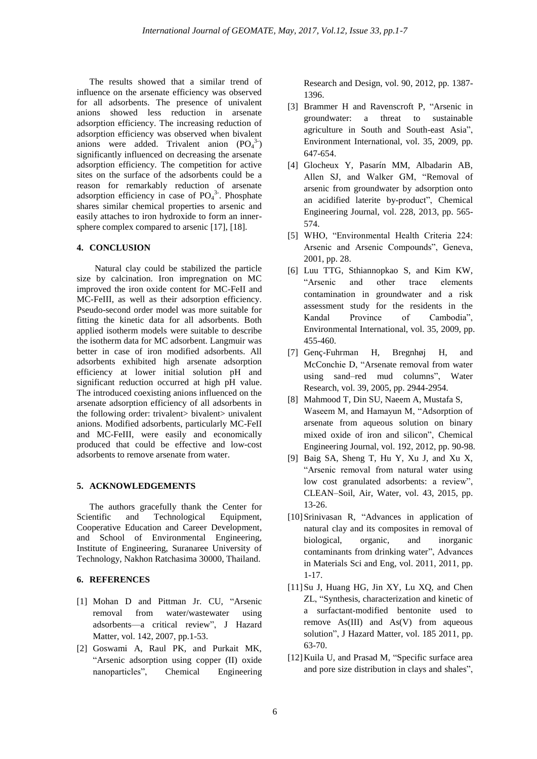The results showed that a similar trend of influence on the arsenate efficiency was observed for all adsorbents. The presence of univalent anions showed less reduction in arsenate adsorption efficiency. The increasing reduction of adsorption efficiency was observed when bivalent anions were added. Trivalent anion ($PO_4^{3-}$) significantly influenced on decreasing the arsenate adsorption efficiency. The competition for active sites on the surface of the adsorbents could be a reason for remarkably reduction of arsenate adsorption efficiency in case of $PO_4^{3-}$. Phosphate shares similar chemical properties to arsenic and easily attaches to iron hydroxide to form an inner-sphere complex compared to arsenic [17], [18].

## 4. CONCLUSION

Natural clay could be stabilized the particle size by calcination. Iron impregnation on MC improved the iron oxide content for MC-FeII and MC-FeIII, as well as their adsorption efficiency. Pseudo-second order model was more suitable for fitting the kinetic data for all adsorbents. Both applied isotherm models were suitable to describe the isotherm data for MC adsorbent. Langmuir was better in case of iron modified adsorbents. All adsorbents exhibited high arsenate adsorption efficiency at lower initial solution pH and significant reduction occurred at high pH value. The introduced coexisting anions influenced on the arsenate adsorption efficiency of all adsorbents in the following order: trivalent> bivalent> univalent anions. Modified adsorbents, particularly MC-FeII and MC-FeIII, were easily and economically produced that could be effective and low-cost adsorbents to remove arsenate from water.

## 5. ACKNOWLEDGEMENTS

The authors gracefully thank the Center for Scientific and Technological Equipment, Cooperative Education and Career Development, and School of Environmental Engineering, Institute of Engineering, Suranaree University of Technology, Nakhon Ratchasima 30000, Thailand.

## 6. REFERENCES

[1] Mohan D and Pittman Jr. CU, "Arsenic removal from water/wastewater using adsorbents—a critical review", J Hazard Matter, vol. 142, 2007, pp.1-53.

[2] Goswami A, Raul PK, and Purkait MK, "Arsenic adsorption using copper (II) oxide nanoparticles", Chemical Engineering Research and Design, vol. 90, 2012, pp. 1387-1396.

[3] Brammer H and Ravenscroft P, "Arsenic in groundwater: a threat to sustainable agriculture in South and South-east Asia", Environment International, vol. 35, 2009, pp. 647-654.

[4] Glocheux Y, Pasarín MM, Albadarin AB, Allen SJ, and Walker GM, "Removal of arsenic from groundwater by adsorption onto an acidified laterite by-product", Chemical Engineering Journal, vol. 228, 2013, pp. 565-574.

[5] WHO, "Environmental Health Criteria 224: Arsenic and Arsenic Compounds", Geneva, 2001, pp. 28.

[6] Luu TTG, Sthiannopkao S, and Kim KW, "Arsenic and other trace elements contamination in groundwater and a risk assessment study for the residents in the Kandal Province of Cambodia", Environmental International, vol. 35, 2009, pp. 455-460.

[7] Genç-Fuhrman H, Bregnhøj H, and McConchie D, "Arsenate removal from water using sand–red mud columns", Water Research, vol. 39, 2005, pp. 2944-2954.

[8] Mahmood T, Din SU, Naeem A, Mustafa S, Waseem M, and Hamayun M, "Adsorption of arsenate from aqueous solution on binary mixed oxide of iron and silicon", Chemical Engineering Journal, vol. 192, 2012, pp. 90-98.

[9] Baig SA, Sheng T, Hu Y, Xu J, and Xu X, "Arsenic removal from natural water using low cost granulated adsorbents: a review", CLEAN–Soil, Air, Water, vol. 43, 2015, pp. 13-26.

[10] Srinivasan R, "Advances in application of natural clay and its composites in removal of biological, organic, and inorganic contaminants from drinking water", Advances in Materials Sci and Eng, vol. 2011, 2011, pp. 1-17.

[11] Su J, Huang HG, Jin XY, Lu XQ, and Chen ZL, "Synthesis, characterization and kinetic of a surfactant-modified bentonite used to remove As(III) and As(V) from aqueous solution", J Hazard Matter, vol. 185 2011, pp. 63-70.

[12] Kuila U, and Prasad M, "Specific surface area and pore size distribution in clays and shales",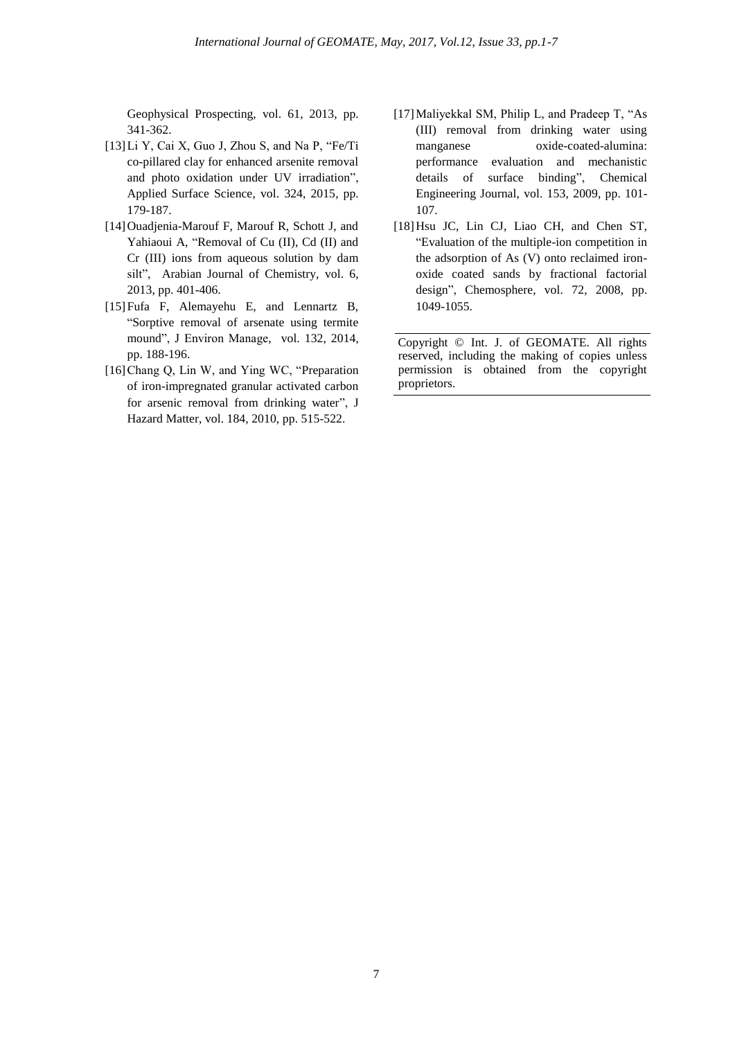Geophysical Prospecting, vol. 61, 2013, pp. 341-362.

[13] Li Y, Cai X, Guo J, Zhou S, and Na P, "Fe/Ti co-pillared clay for enhanced arsenite removal and photo oxidation under UV irradiation", Applied Surface Science, vol. 324, 2015, pp. 179-187.

[14] Ouadjenia-Marouf F, Marouf R, Schott J, and Yahiaoui A, "Removal of Cu (II), Cd (II) and Cr (III) ions from aqueous solution by dam silt", Arabian Journal of Chemistry, vol. 6, 2013, pp. 401-406.

[15] Fufa F, Alemayehu E, and Lennartz B, "Sorptive removal of arsenate using termite mound", J Environ Manage, vol. 132, 2014, pp. 188-196.

[16] Chang Q, Lin W, and Ying WC, "Preparation of iron-impregnated granular activated carbon for arsenic removal from drinking water", J Hazard Matter, vol. 184, 2010, pp. 515-522.

[17] Maliyekkal SM, Philip L, and Pradeep T, "As (III) removal from drinking water using manganese oxide-coated-alumina: performance evaluation and mechanistic details of surface binding", Chemical Engineering Journal, vol. 153, 2009, pp. 101-107.

[18] Hsu JC, Lin CJ, Liao CH, and Chen ST, "Evaluation of the multiple-ion competition in the adsorption of As (V) onto reclaimed iron-oxide coated sands by fractional factorial design", Chemosphere, vol. 72, 2008, pp. 1049-1055.

---

Copyright © Int. J. of GEOMATE. All rights reserved, including the making of copies unless permission is obtained from the copyright proprietors.

---